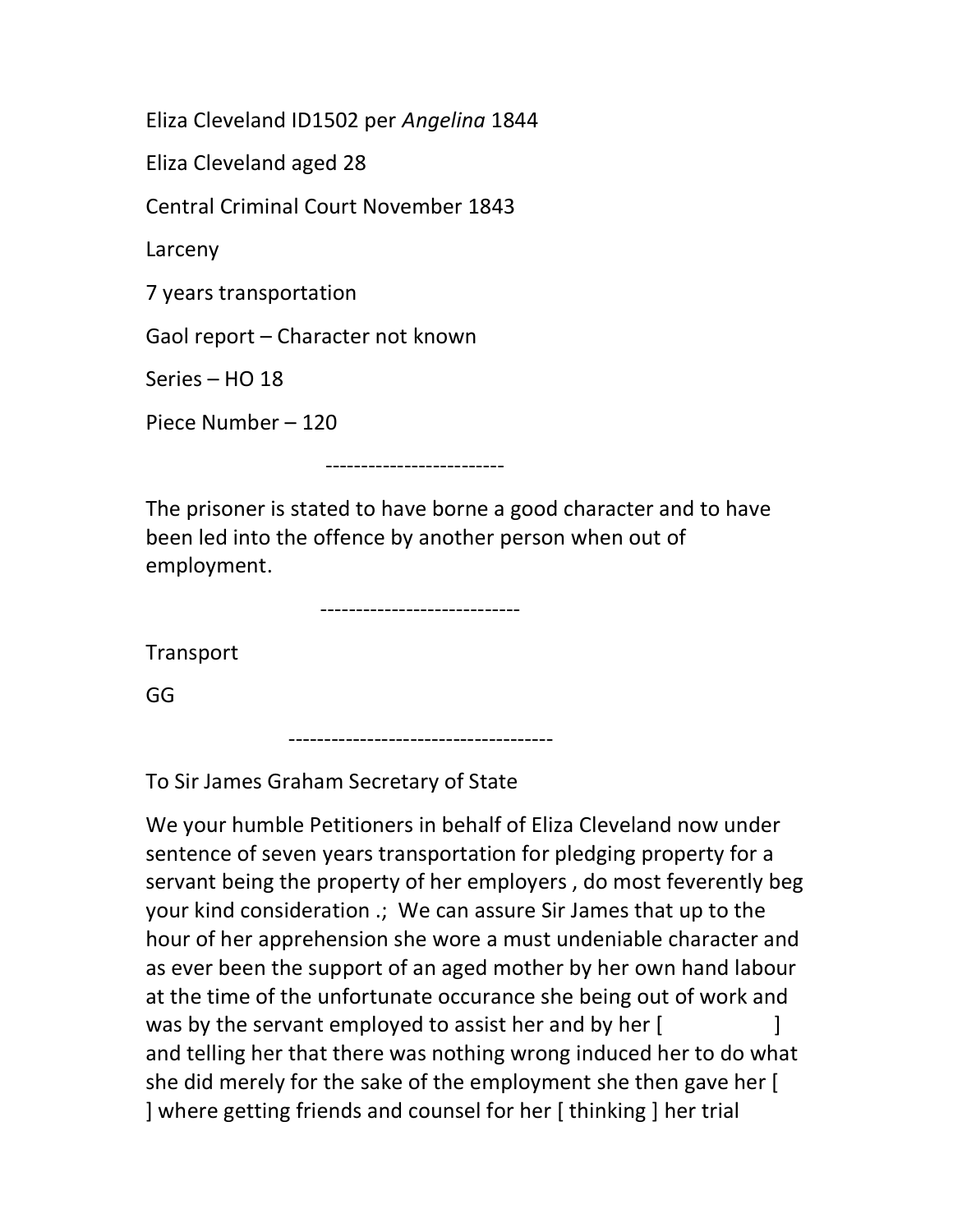Eliza Cleveland ID1502 per *Angelina* 1844

Eliza Cleveland aged 28

Central Criminal Court November 1843

Larceny

7 years transportation

Gaol report – Character not known

Series – HO 18

Piece Number – 120

-------------------------

The prisoner is stated to have borne a good character and to have been led into the offence by another person when out of employment.

----------------------------

Transport

GG

-------------------------------------

To Sir James Graham Secretary of State

We your humble Petitioners in behalf of Eliza Cleveland now under sentence of seven years transportation for pledging property for a servant being the property of her employers , do most feverently beg your kind consideration .; We can assure Sir James that up to the hour of her apprehension she wore a must undeniable character and as ever been the support of an aged mother by her own hand labour at the time of the unfortunate occurance she being out of work and was by the servant employed to assist her and by her [ ] and telling her that there was nothing wrong induced her to do what she did merely for the sake of the employment she then gave her [ ] where getting friends and counsel for her [ thinking ] her trial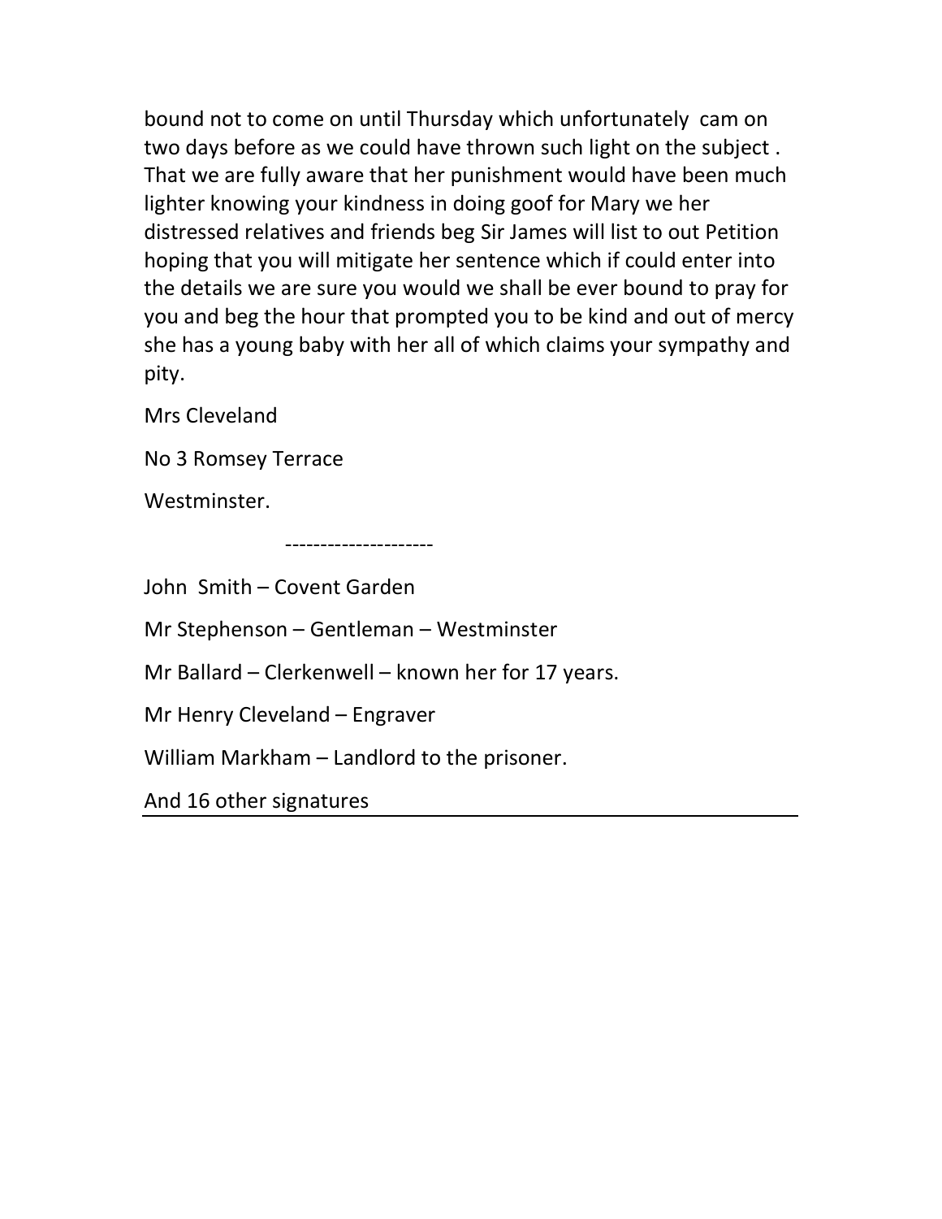bound not to come on until Thursday which unfortunately  cam on two days before as we could have thrown such light on the subject . That we are fully aware that her punishment would have been much lighter knowing your kindness in doing goof for Mary we her distressed relatives and friends beg Sir James will list to out Petition hoping that you will mitigate her sentence which if could enter into the details we are sure you would we shall be ever bound to pray for you and beg the hour that prompted you to be kind and out of mercy she has a young baby with her all of which claims your sympathy and pity.

Mrs Cleveland

No 3 Romsey Terrace

Westminster.

---------------------

John  Smith – Covent Garden

Mr Stephenson – Gentleman – Westminster

Mr Ballard – Clerkenwell – known her for 17 years.

Mr Henry Cleveland – Engraver

William Markham – Landlord to the prisoner.

And 16 other signatures